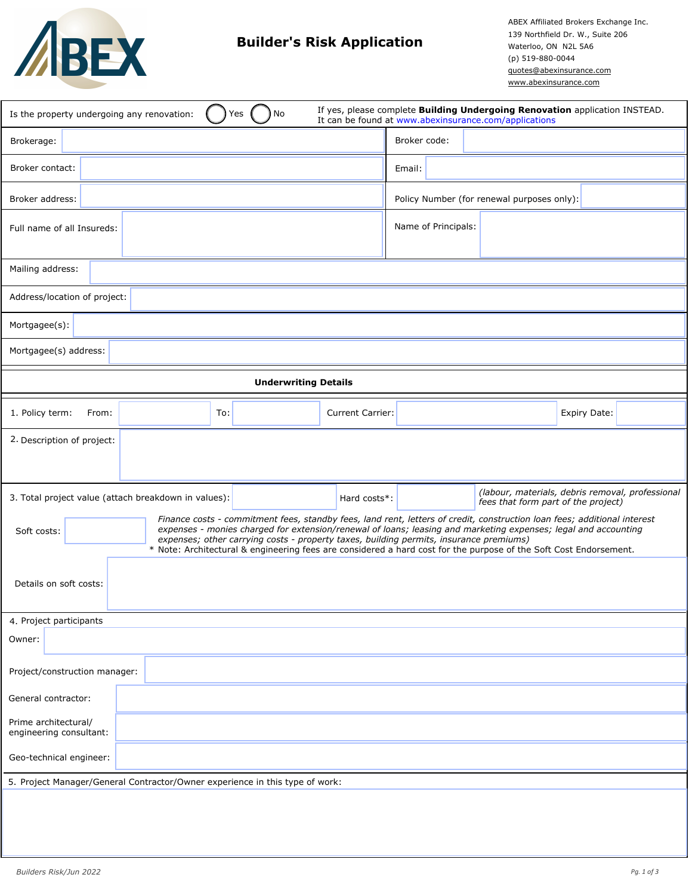# Builder's Risk Application

ABEX Affiliated Brokers Exchange Inc.
139 Northfield Dr. W., Suite 206
Waterloo, ON N2L 5A6
(p) 519-880-0044
quotes@abexinsurance.com
www.abexinsurance.com

Is the property undergoing any renovation: ◯ Yes ◯ No — If yes, please complete **Building Undergoing Renovation** application INSTEAD. It can be found at www.abexinsurance.com/applications

| | | | |
|---|---|---|---|
| Brokerage: | | Broker code: | |
| Broker contact: | | Email: | |
| Broker address: | | Policy Number (for renewal purposes only): | |
| Full name of all Insureds: | | Name of Principals: | |

Mailing address:

Address/location of project:

Mortgagee(s):

Mortgagee(s) address:

## Underwriting Details

1. Policy term: From: ______ To: ______ Current Carrier: ______ Expiry Date: ______

2. Description of project:

3. Total project value (attach breakdown in values): ______ Hard costs*: ______ *(labour, materials, debris removal, professional fees that form part of the project)*

   Soft costs: ______ *Finance costs - commitment fees, standby fees, land rent, letters of credit, construction loan fees; additional interest expenses - monies charged for extension/renewal of loans; leasing and marketing expenses; legal and accounting expenses; other carrying costs - property taxes, building permits, insurance premiums)*

   \* Note: Architectural & engineering fees are considered a hard cost for the purpose of the Soft Cost Endorsement.

   Details on soft costs:

4. Project participants

   Owner:

   Project/construction manager:

   General contractor:

   Prime architectural/ engineering consultant:

   Geo-technical engineer:

5. Project Manager/General Contractor/Owner experience in this type of work: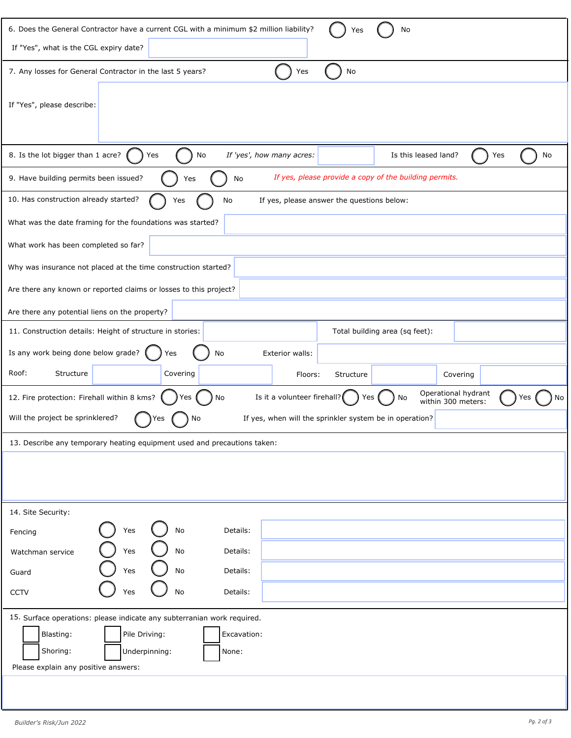6. Does the General Contractor have a current CGL with a minimum $2 million liability? ◯ Yes ◯ No

If "Yes", what is the CGL expiry date? ______

7. Any losses for General Contractor in the last 5 years? ◯ Yes ◯ No

If "Yes", please describe: ______

8. Is the lot bigger than 1 acre? ◯ Yes ◯ No *If 'yes', how many acres:* ______ Is this leased land? ◯ Yes ◯ No

9. Have building permits been issued? ◯ Yes ◯ No *If yes, please provide a copy of the building permits.*

10. Has construction already started? ◯ Yes ◯ No If yes, please answer the questions below:

What was the date framing for the foundations was started? ______

What work has been completed so far? ______

Why was insurance not placed at the time construction started? ______

Are there any known or reported claims or losses to this project? ______

Are there any potential liens on the property? ______

11. Construction details: Height of structure in stories: ______ Total building area (sq feet): ______

Is any work being done below grade? ◯ Yes ◯ No Exterior walls: ______

Roof: Structure ______ Covering ______ Floors: Structure ______ Covering ______

12. Fire protection: Firehall within 8 kms? ◯ Yes ◯ No Is it a volunteer firehall? ◯ Yes ◯ No Operational hydrant within 300 meters: ◯ Yes ◯ No

Will the project be sprinklered? ◯ Yes ◯ No If yes, when will the sprinkler system be in operation? ______

13. Describe any temporary heating equipment used and precautions taken:

______

14. Site Security:

| | | | |
|---|---|---|---|
| Fencing | ◯ Yes | ◯ No | Details: |
| Watchman service | ◯ Yes | ◯ No | Details: |
| Guard | ◯ Yes | ◯ No | Details: |
| CCTV | ◯ Yes | ◯ No | Details: |

15. Surface operations: please indicate any subterranian work required.

☐ Blasting: ☐ Pile Driving: ☐ Excavation:

☐ Shoring: ☐ Underpinning: ☐ None:

Please explain any positive answers:

______

Builder's Risk/Jun 2022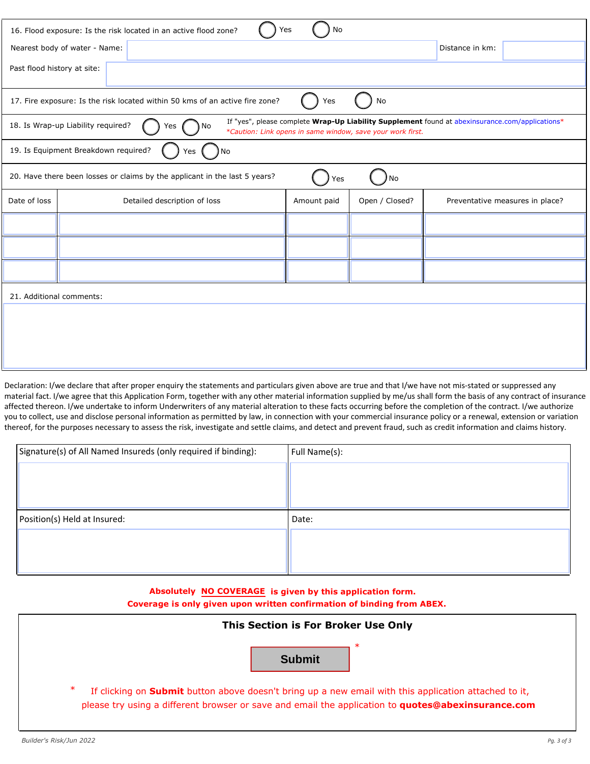16. Flood exposure: Is the risk located in an active flood zone? ◯ Yes ◯ No

Nearest body of water - Name: ______ Distance in km: ______

Past flood history at site: ______

17. Fire exposure: Is the risk located within 50 kms of an active fire zone? ◯ Yes ◯ No

18. Is Wrap-up Liability required? ◯ Yes ◯ No

If "yes", please complete **Wrap-Up Liability Supplement** found at abexinsurance.com/applications*
*Caution: Link opens in same window, save your work first.*

19. Is Equipment Breakdown required? ◯ Yes ◯ No

20. Have there been losses or claims by the applicant in the last 5 years? ◯ Yes ◯ No

| Date of loss | Detailed description of loss | Amount paid | Open / Closed? | Preventative measures in place? |
|---|---|---|---|---|
| | | | | |
| | | | | |
| | | | | |

21. Additional comments:

______

Declaration: I/we declare that after proper enquiry the statements and particulars given above are true and that I/we have not mis-stated or suppressed any material fact. I/we agree that this Application Form, together with any other material information supplied by me/us shall form the basis of any contract of insurance affected thereon. I/we undertake to inform Underwriters of any material alteration to these facts occurring before the completion of the contract. I/we authorize you to collect, use and disclose personal information as permitted by law, in connection with your commercial insurance policy or a renewal, extension or variation thereof, for the purposes necessary to assess the risk, investigate and settle claims, and detect and prevent fraud, such as credit information and claims history.

| Signature(s) of All Named Insureds (only required if binding): | Full Name(s): |
|---|---|
| | |
| **Position(s) Held at Insured:** | **Date:** |
| | |

**Absolutely NO COVERAGE is given by this application form.**
**Coverage is only given upon written confirmation of binding from ABEX.**

## This Section is For Broker Use Only

Submit *

\* If clicking on **Submit** button above doesn't bring up a new email with this application attached to it, please try using a different browser or save and email the application to **quotes@abexinsurance.com**

*Builder's Risk/Jun 2022*